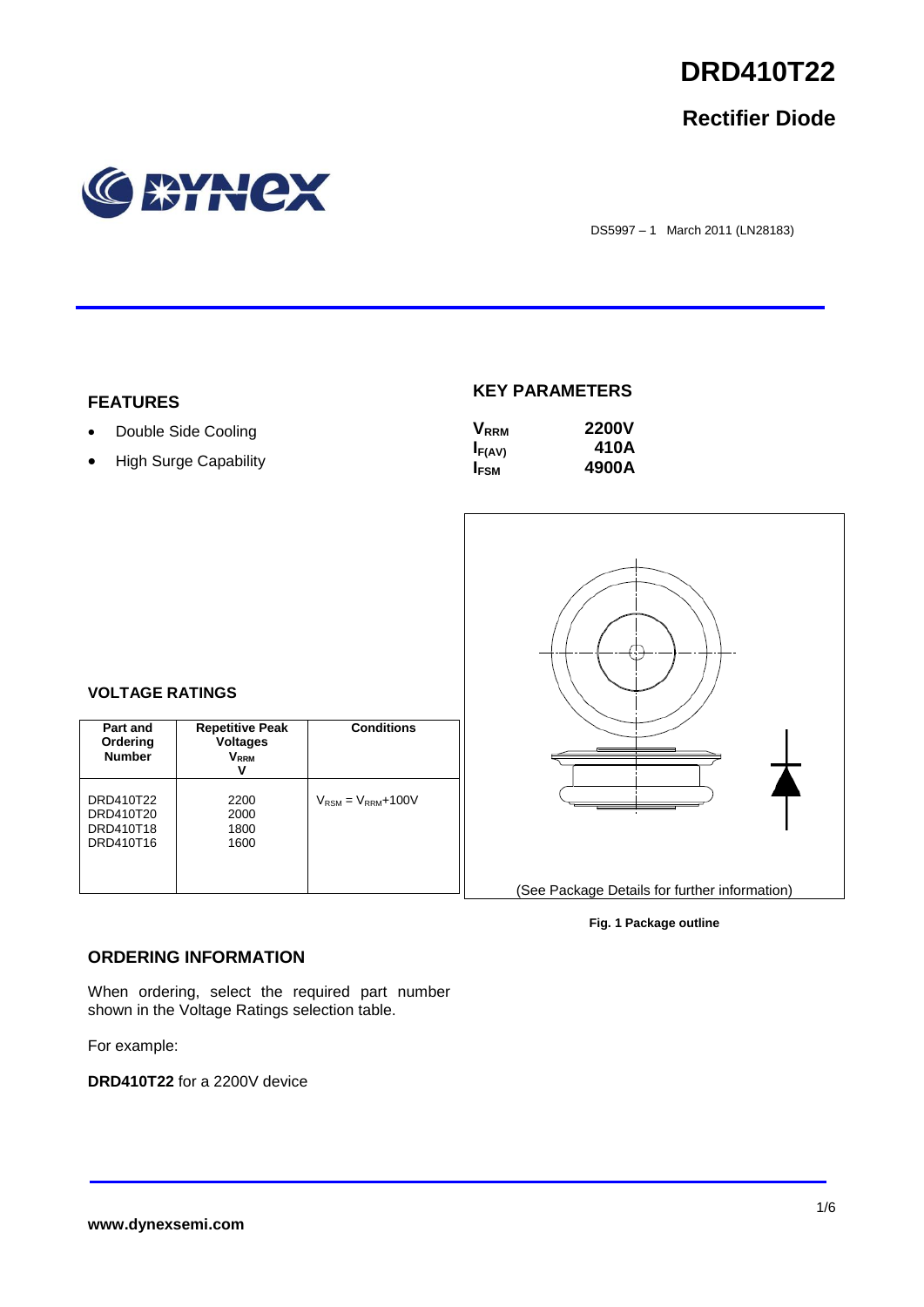# DRD410T22

## Rectifier Diode

DS5997 – 1 March 2011 (LN28183)

### FEATURES

- Double Side Cooling
- High Surge Capability

### KEY PARAMETERS

| | |
|---|---|
| $V_{RRM}$ | 2200V |
| $I_{F(AV)}$ | 410A |
| $I_{FSM}$ | 4900A |

### VOLTAGE RATINGS

| Part and Ordering Number | Repetitive Peak Voltages $V_{RRM}$ V | Conditions |
|---|---|---|
| DRD410T22<br>DRD410T20<br>DRD410T18<br>DRD410T16 | 2200<br>2000<br>1800<br>1600 | $V_{RSM} = V_{RRM}$+100V |

(See Package Details for further information)

**Fig. 1 Package outline**

### ORDERING INFORMATION

When ordering, select the required part number shown in the Voltage Ratings selection table.

For example:

**DRD410T22** for a 2200V device

**www.dynexsemi.com**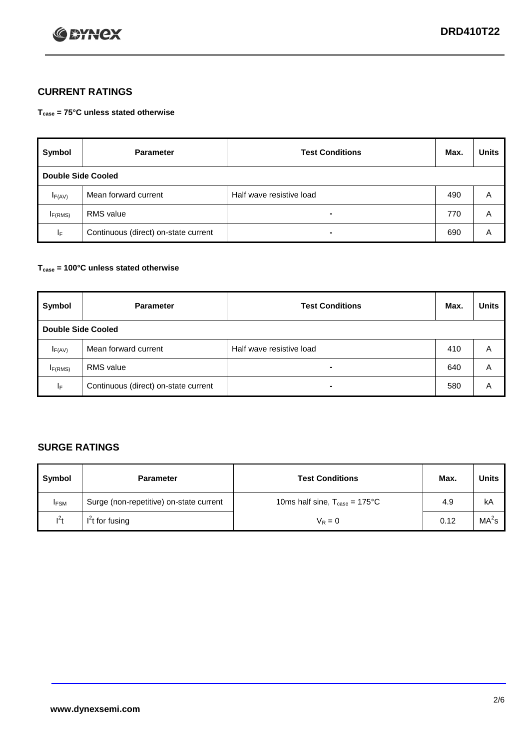## CURRENT RATINGS

**$T_{case}$ = 75°C unless stated otherwise**

| Symbol | Parameter | Test Conditions | Max. | Units |
|---|---|---|---|---|
| **Double Side Cooled** | | | | |
| $I_{F(AV)}$ | Mean forward current | Half wave resistive load | 490 | A |
| $I_{F(RMS)}$ | RMS value | - | 770 | A |
| $I_F$ | Continuous (direct) on-state current | - | 690 | A |

**$T_{case}$ = 100°C unless stated otherwise**

| Symbol | Parameter | Test Conditions | Max. | Units |
|---|---|---|---|---|
| **Double Side Cooled** | | | | |
| $I_{F(AV)}$ | Mean forward current | Half wave resistive load | 410 | A |
| $I_{F(RMS)}$ | RMS value | - | 640 | A |
| $I_F$ | Continuous (direct) on-state current | - | 580 | A |

## SURGE RATINGS

| Symbol | Parameter | Test Conditions | Max. | Units |
|---|---|---|---|---|
| $I_{FSM}$ | Surge (non-repetitive) on-state current | 10ms half sine, $T_{case}$ = 175°C | 4.9 | kA |
| $I^2t$ | $I^2t$ for fusing | $V_R = 0$ | 0.12 | $MA^2s$ |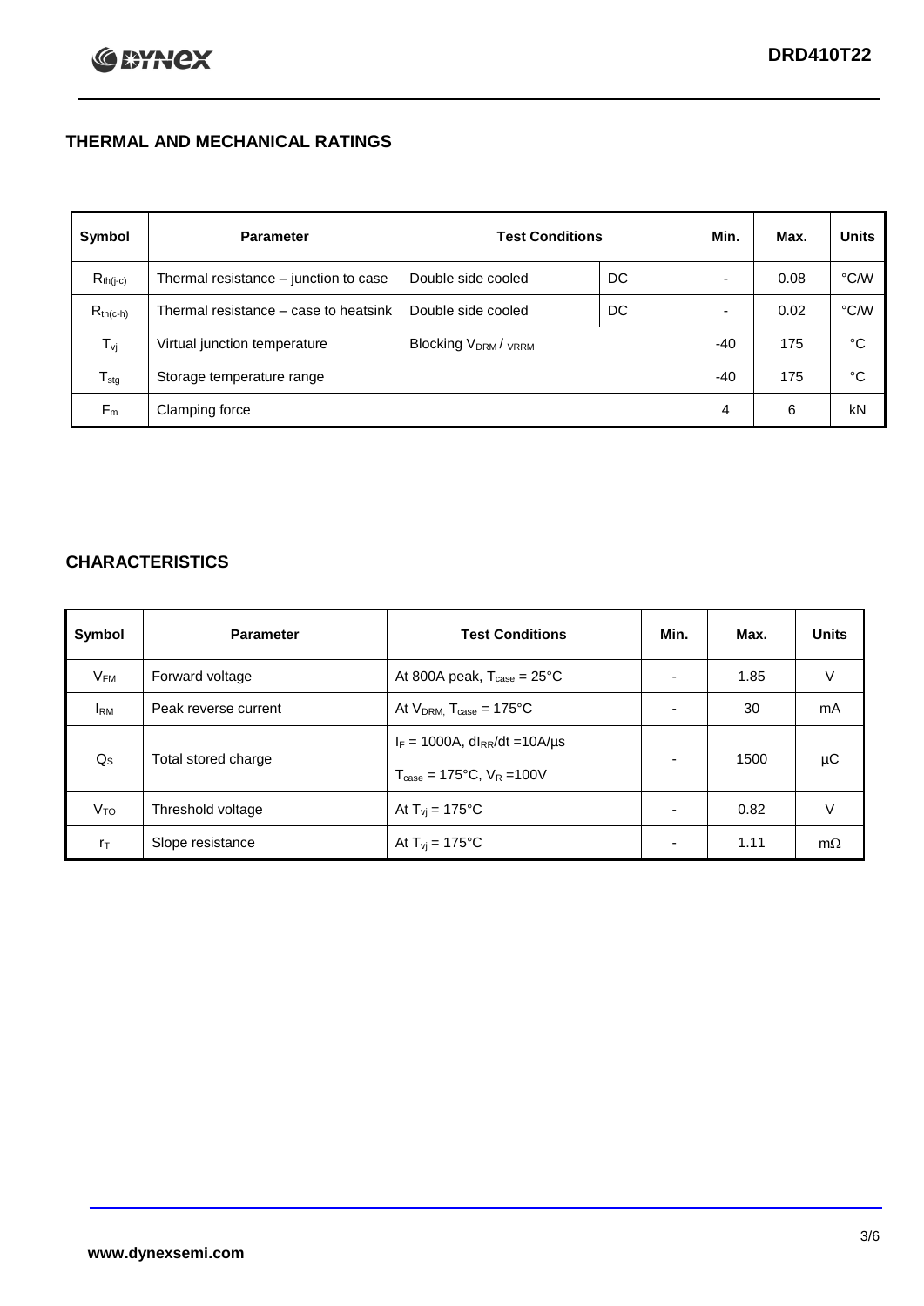## THERMAL AND MECHANICAL RATINGS

| Symbol | Parameter | Test Conditions | | Min. | Max. | Units |
|---|---|---|---|---|---|---|
| $R_{th(j-c)}$ | Thermal resistance – junction to case | Double side cooled | DC | - | 0.08 | °C/W |
| $R_{th(c-h)}$ | Thermal resistance – case to heatsink | Double side cooled | DC | - | 0.02 | °C/W |
| $T_{vj}$ | Virtual junction temperature | Blocking $V_{DRM}$ / $V_{RRM}$ | | -40 | 175 | °C |
| $T_{stg}$ | Storage temperature range | | | -40 | 175 | °C |
| $F_m$ | Clamping force | | | 4 | 6 | kN |

## CHARACTERISTICS

| Symbol | Parameter | Test Conditions | Min. | Max. | Units |
|---|---|---|---|---|---|
| $V_{FM}$ | Forward voltage | At 800A peak, $T_{case}$ = 25°C | - | 1.85 | V |
| $I_{RM}$ | Peak reverse current | At $V_{DRM}$, $T_{case}$ = 175°C | - | 30 | mA |
| $Q_S$ | Total stored charge | $I_F$ = 1000A, $dI_{RR}/dt$ =10A/µs<br>$T_{case}$ = 175°C, $V_R$ =100V | - | 1500 | µC |
| $V_{TO}$ | Threshold voltage | At $T_{vj}$ = 175°C | - | 0.82 | V |
| $r_T$ | Slope resistance | At $T_{vj}$ = 175°C | - | 1.11 | mΩ |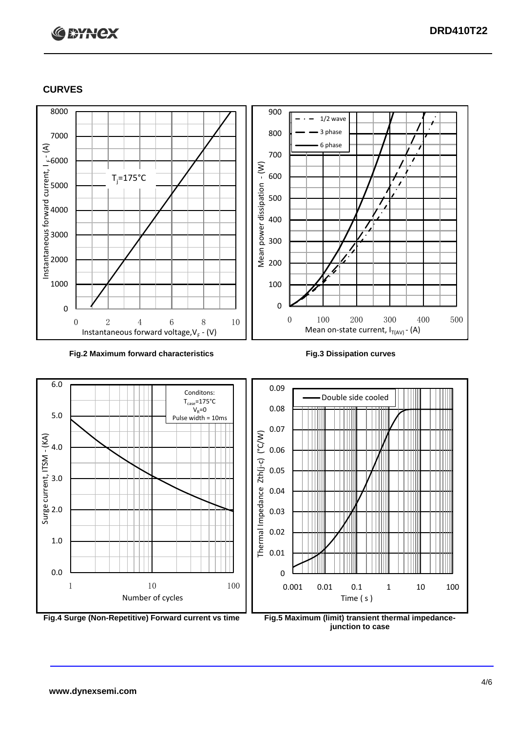## CURVES

Fig.2 Maximum forward characteristics

Fig.3 Dissipation curves

Fig.4 Surge (Non-Repetitive) Forward current vs time

Fig.5 Maximum (limit) transient thermal impedance-junction to case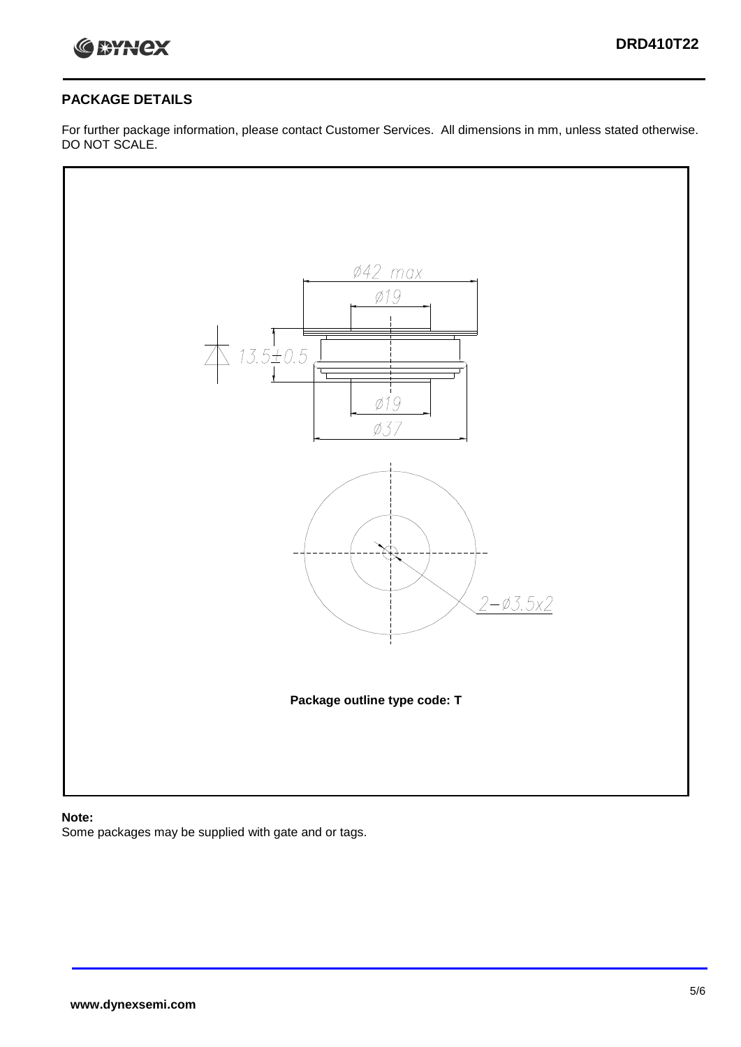## PACKAGE DETAILS

For further package information, please contact Customer Services. All dimensions in mm, unless stated otherwise. DO NOT SCALE.

Ø42 max

Ø19

13.5±0.5

Ø19

Ø37

2–Ø3.5x2

**Package outline type code: T**

**Note:**

Some packages may be supplied with gate and or tags.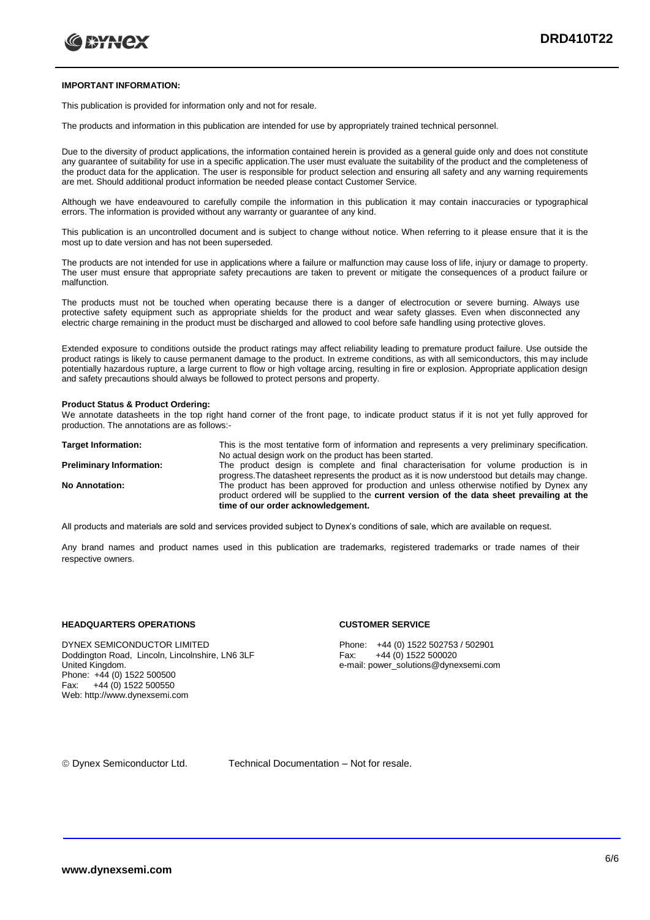**IMPORTANT INFORMATION:**

This publication is provided for information only and not for resale.

The products and information in this publication are intended for use by appropriately trained technical personnel.

Due to the diversity of product applications, the information contained herein is provided as a general guide only and does not constitute any guarantee of suitability for use in a specific application.The user must evaluate the suitability of the product and the completeness of the product data for the application. The user is responsible for product selection and ensuring all safety and any warning requirements are met. Should additional product information be needed please contact Customer Service.

Although we have endeavoured to carefully compile the information in this publication it may contain inaccuracies or typographical errors. The information is provided without any warranty or guarantee of any kind.

This publication is an uncontrolled document and is subject to change without notice. When referring to it please ensure that it is the most up to date version and has not been superseded.

The products are not intended for use in applications where a failure or malfunction may cause loss of life, injury or damage to property. The user must ensure that appropriate safety precautions are taken to prevent or mitigate the consequences of a product failure or malfunction.

The products must not be touched when operating because there is a danger of electrocution or severe burning. Always use protective safety equipment such as appropriate shields for the product and wear safety glasses. Even when disconnected any electric charge remaining in the product must be discharged and allowed to cool before safe handling using protective gloves.

Extended exposure to conditions outside the product ratings may affect reliability leading to premature product failure. Use outside the product ratings is likely to cause permanent damage to the product. In extreme conditions, as with all semiconductors, this may include potentially hazardous rupture, a large current to flow or high voltage arcing, resulting in fire or explosion. Appropriate application design and safety precautions should always be followed to protect persons and property.

**Product Status & Product Ordering:**

We annotate datasheets in the top right hand corner of the front page, to indicate product status if it is not yet fully approved for production. The annotations are as follows:-

| | |
|---|---|
| **Target Information:** | This is the most tentative form of information and represents a very preliminary specification. No actual design work on the product has been started. |
| **Preliminary Information:** | The product design is complete and final characterisation for volume production is in progress.The datasheet represents the product as it is now understood but details may change. |
| **No Annotation:** | The product has been approved for production and unless otherwise notified by Dynex any product ordered will be supplied to the **current version of the data sheet prevailing at the time of our order acknowledgement.** |

All products and materials are sold and services provided subject to Dynex's conditions of sale, which are available on request.

Any brand names and product names used in this publication are trademarks, registered trademarks or trade names of their respective owners.

**HEADQUARTERS OPERATIONS**

DYNEX SEMICONDUCTOR LIMITED
Doddington Road, Lincoln, Lincolnshire, LN6 3LF
United Kingdom.
Phone: +44 (0) 1522 500500
Fax: +44 (0) 1522 500550
Web: http://www.dynexsemi.com

**CUSTOMER SERVICE**

Phone: +44 (0) 1522 502753 / 502901
Fax: +44 (0) 1522 500020
e-mail: power_solutions@dynexsemi.com

© Dynex Semiconductor Ltd. Technical Documentation – Not for resale.